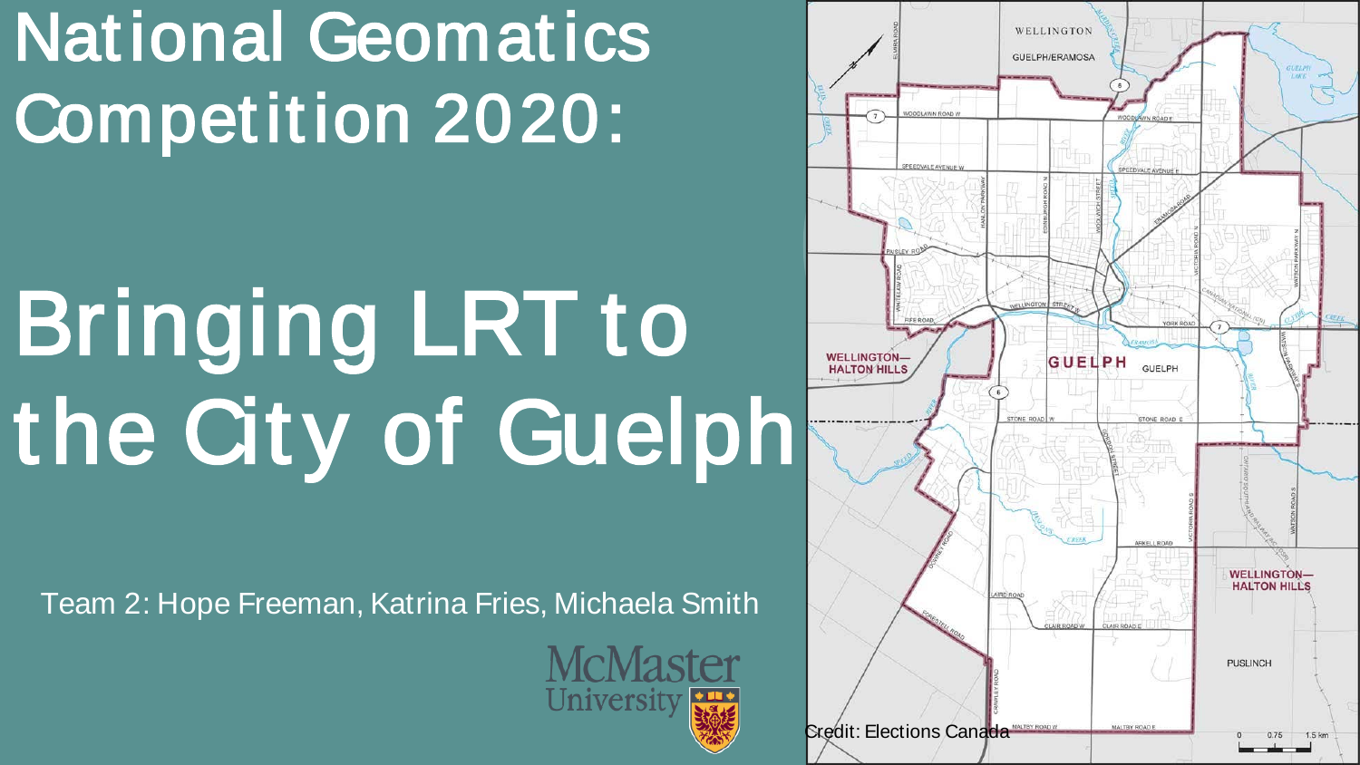# National Geomatics Competition 2020:

# Bringing LRT to the City of Guelph

Team 2: Hope Freeman, Katrina Fries, Michaela Smith

McMaster University

Credit: Elections Canada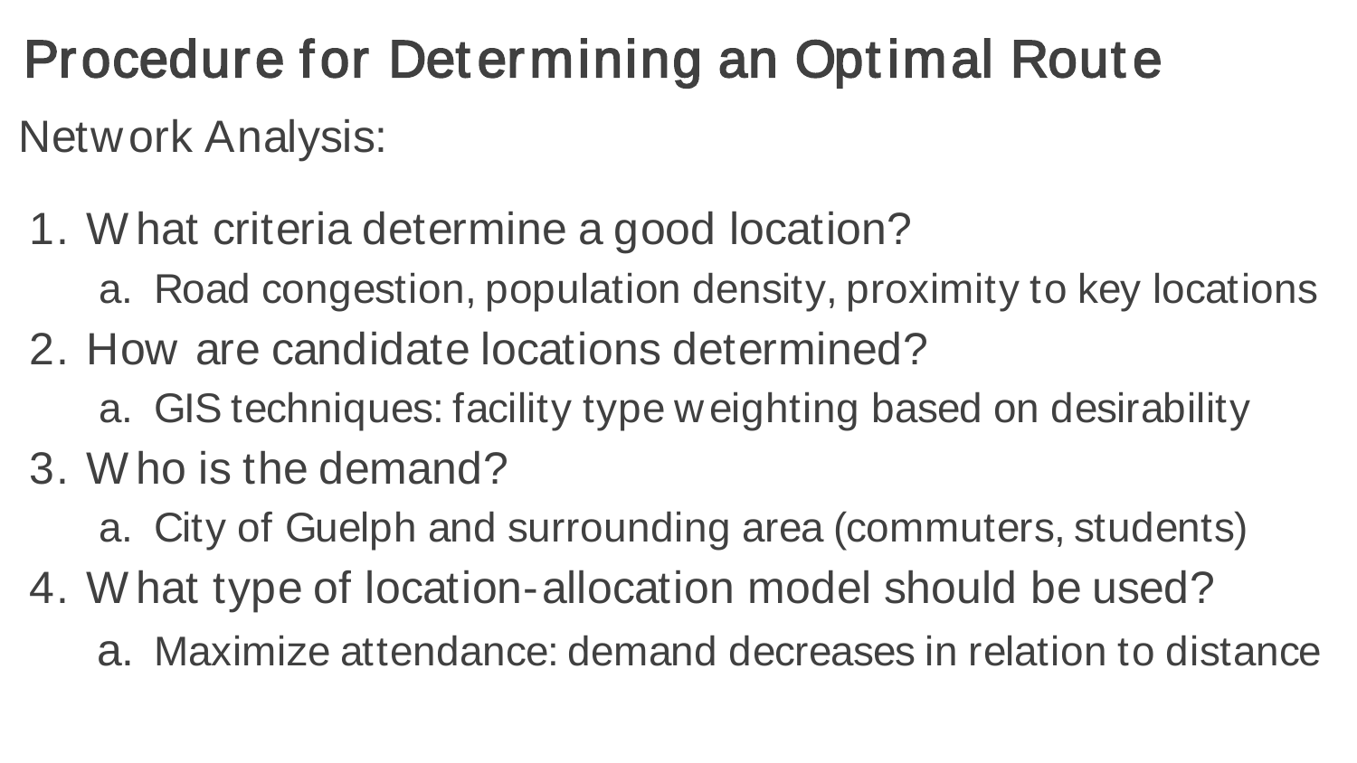# Procedure for Determining an Optimal Route

Network Analysis:

1. What criteria determine a good location?
   a. Road congestion, population density, proximity to key locations
2. How are candidate locations determined?
   a. GIS techniques: facility type weighting based on desirability
3. Who is the demand?
   a. City of Guelph and surrounding area (commuters, students)
4. What type of location-allocation model should be used?
   a. Maximize attendance: demand decreases in relation to distance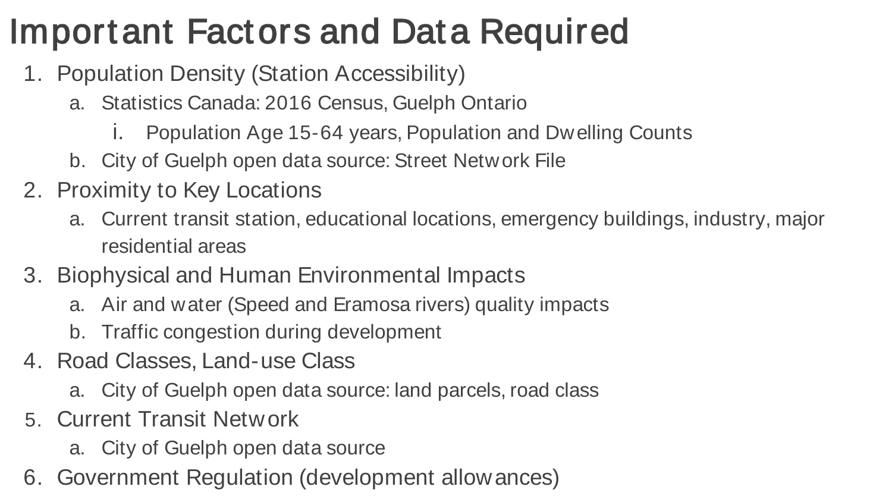# Important Factors and Data Required

1. Population Density (Station Accessibility)
   a. Statistics Canada: 2016 Census, Guelph Ontario
      i. Population Age 15-64 years, Population and Dwelling Counts
   b. City of Guelph open data source: Street Network File
2. Proximity to Key Locations
   a. Current transit station, educational locations, emergency buildings, industry, major residential areas
3. Biophysical and Human Environmental Impacts
   a. Air and water (Speed and Eramosa rivers) quality impacts
   b. Traffic congestion during development
4. Road Classes, Land-use Class
   a. City of Guelph open data source: land parcels, road class
5. Current Transit Network
   a. City of Guelph open data source
6. Government Regulation (development allowances)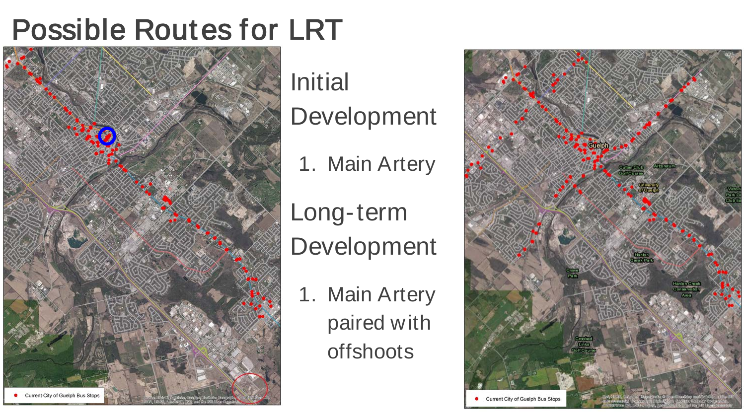# Possible Routes for LRT

Initial Development

1. Main Artery

Long-term Development

1. Main Artery paired with offshoots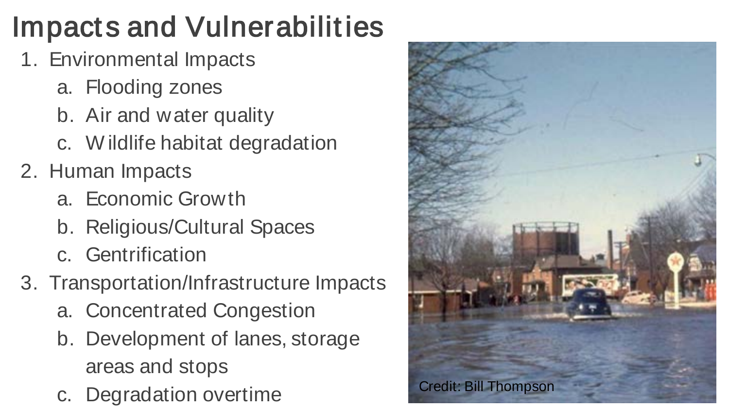# Impacts and Vulnerabilities

1. Environmental Impacts
   a. Flooding zones
   b. Air and water quality
   c. Wildlife habitat degradation
2. Human Impacts
   a. Economic Growth
   b. Religious/Cultural Spaces
   c. Gentrification
3. Transportation/Infrastructure Impacts
   a. Concentrated Congestion
   b. Development of lanes, storage areas and stops
   c. Degradation overtime

Credit: Bill Thompson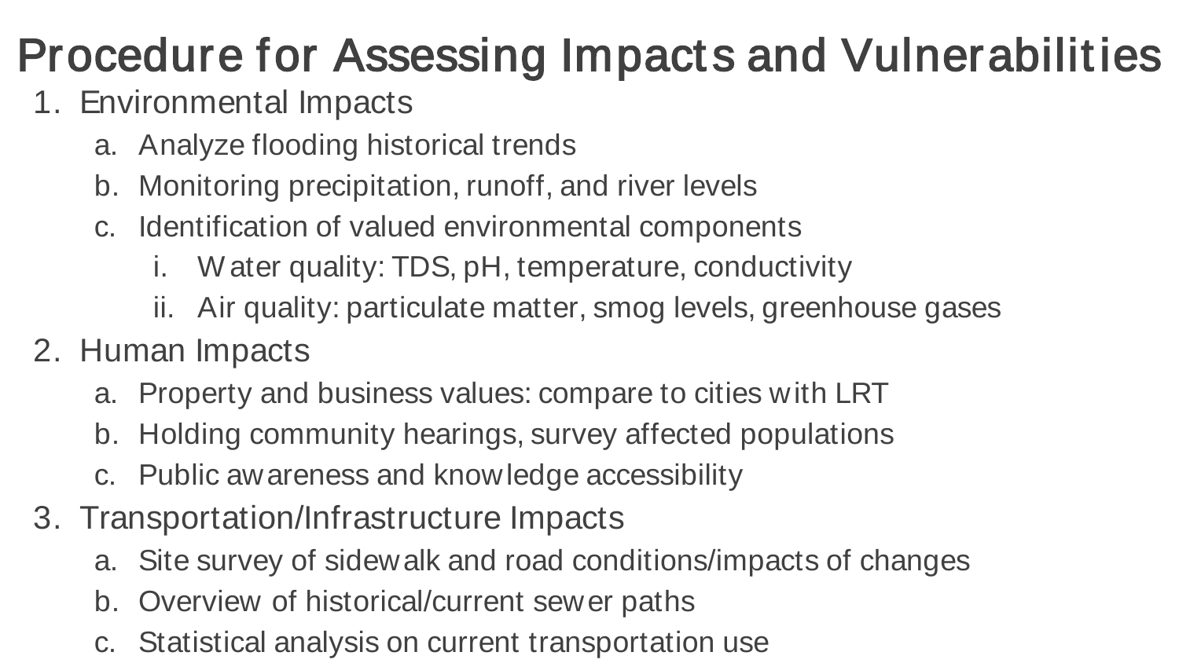# Procedure for Assessing Impacts and Vulnerabilities

1. Environmental Impacts
   a. Analyze flooding historical trends
   b. Monitoring precipitation, runoff, and river levels
   c. Identification of valued environmental components
      i. Water quality: TDS, pH, temperature, conductivity
      ii. Air quality: particulate matter, smog levels, greenhouse gases
2. Human Impacts
   a. Property and business values: compare to cities with LRT
   b. Holding community hearings, survey affected populations
   c. Public awareness and knowledge accessibility
3. Transportation/Infrastructure Impacts
   a. Site survey of sidewalk and road conditions/impacts of changes
   b. Overview of historical/current sewer paths
   c. Statistical analysis on current transportation use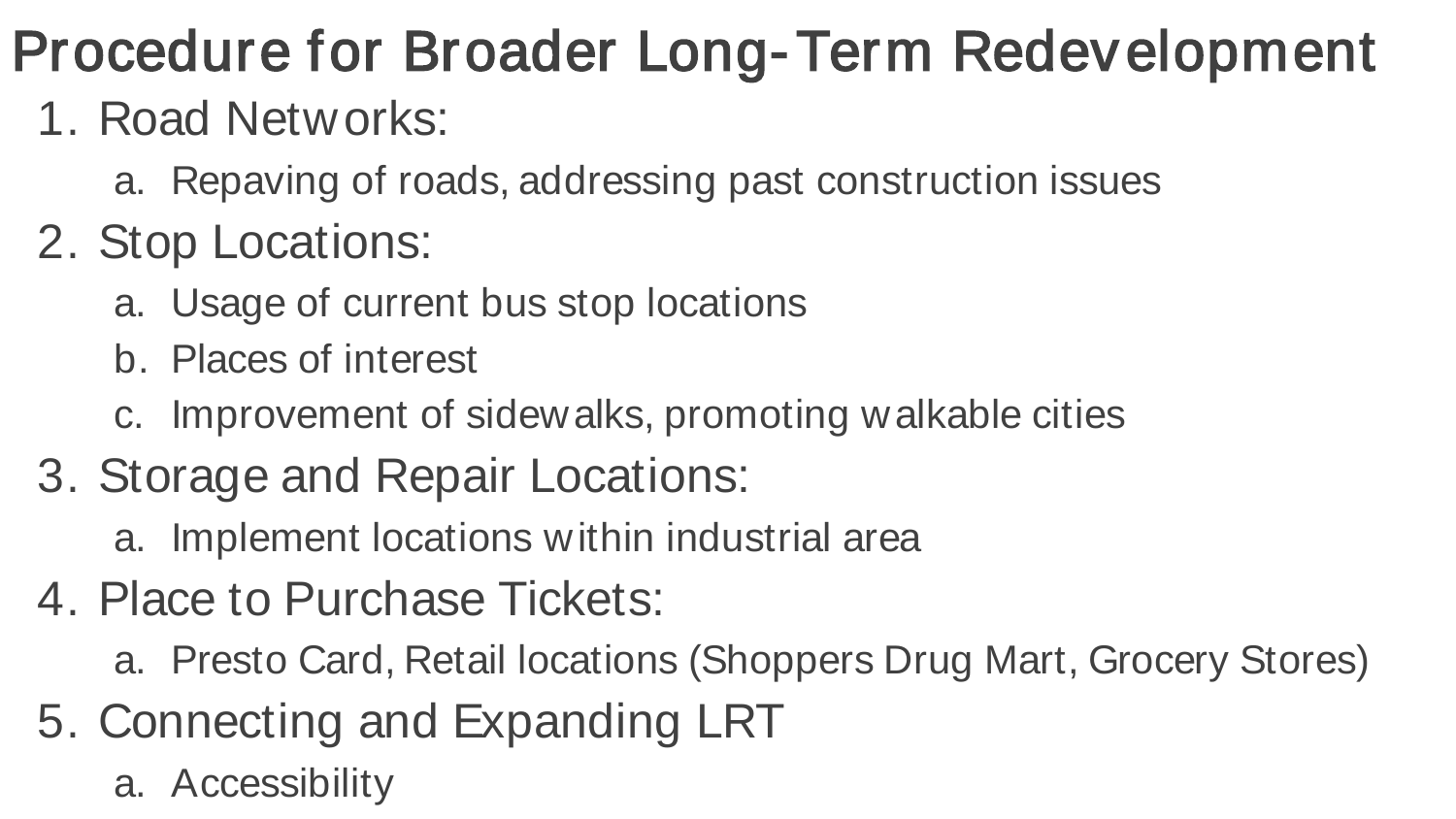# Procedure for Broader Long-Term Redevelopment

1. Road Networks:
   a. Repaving of roads, addressing past construction issues
2. Stop Locations:
   a. Usage of current bus stop locations
   b. Places of interest
   c. Improvement of sidewalks, promoting walkable cities
3. Storage and Repair Locations:
   a. Implement locations within industrial area
4. Place to Purchase Tickets:
   a. Presto Card, Retail locations (Shoppers Drug Mart, Grocery Stores)
5. Connecting and Expanding LRT
   a. Accessibility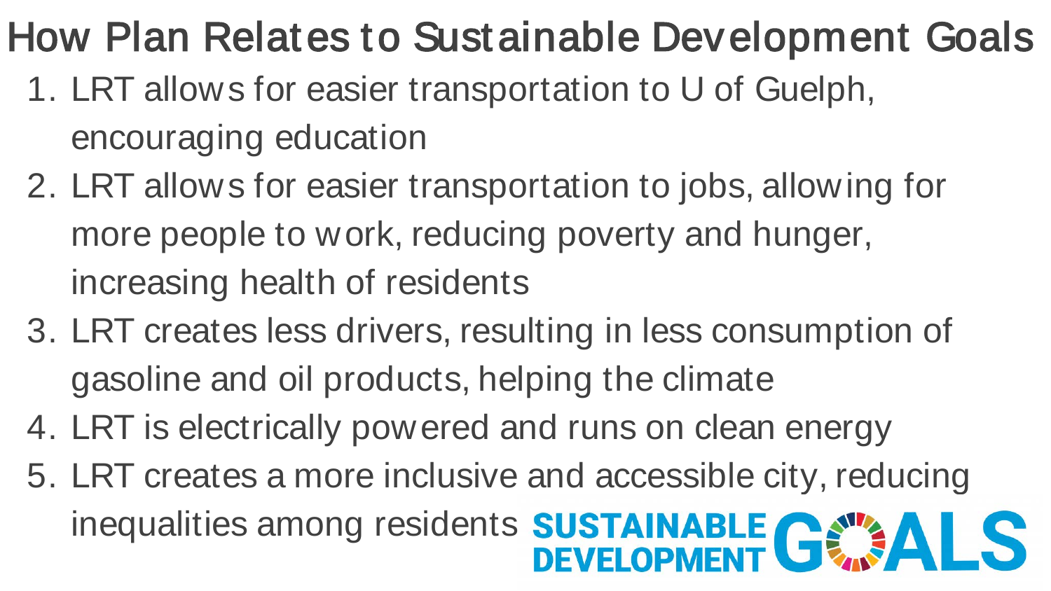# How Plan Relates to Sustainable Development Goals

1. LRT allows for easier transportation to U of Guelph, encouraging education
2. LRT allows for easier transportation to jobs, allowing for more people to work, reducing poverty and hunger, increasing health of residents
3. LRT creates less drivers, resulting in less consumption of gasoline and oil products, helping the climate
4. LRT is electrically powered and runs on clean energy
5. LRT creates a more inclusive and accessible city, reducing inequalities among residents

SUSTAINABLE DEVELOPMENT GOALS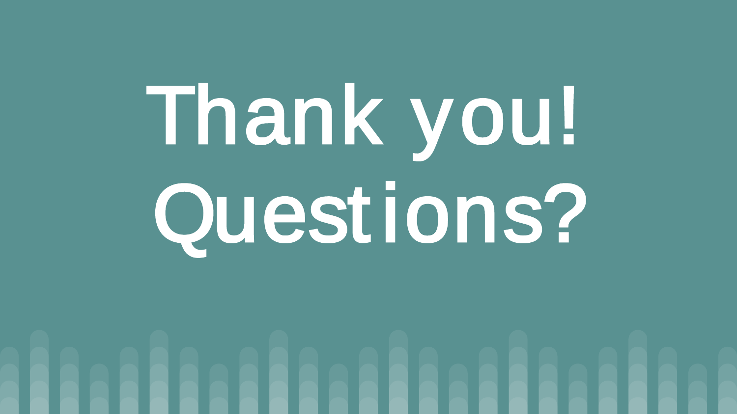# Thank you!
# Questions?